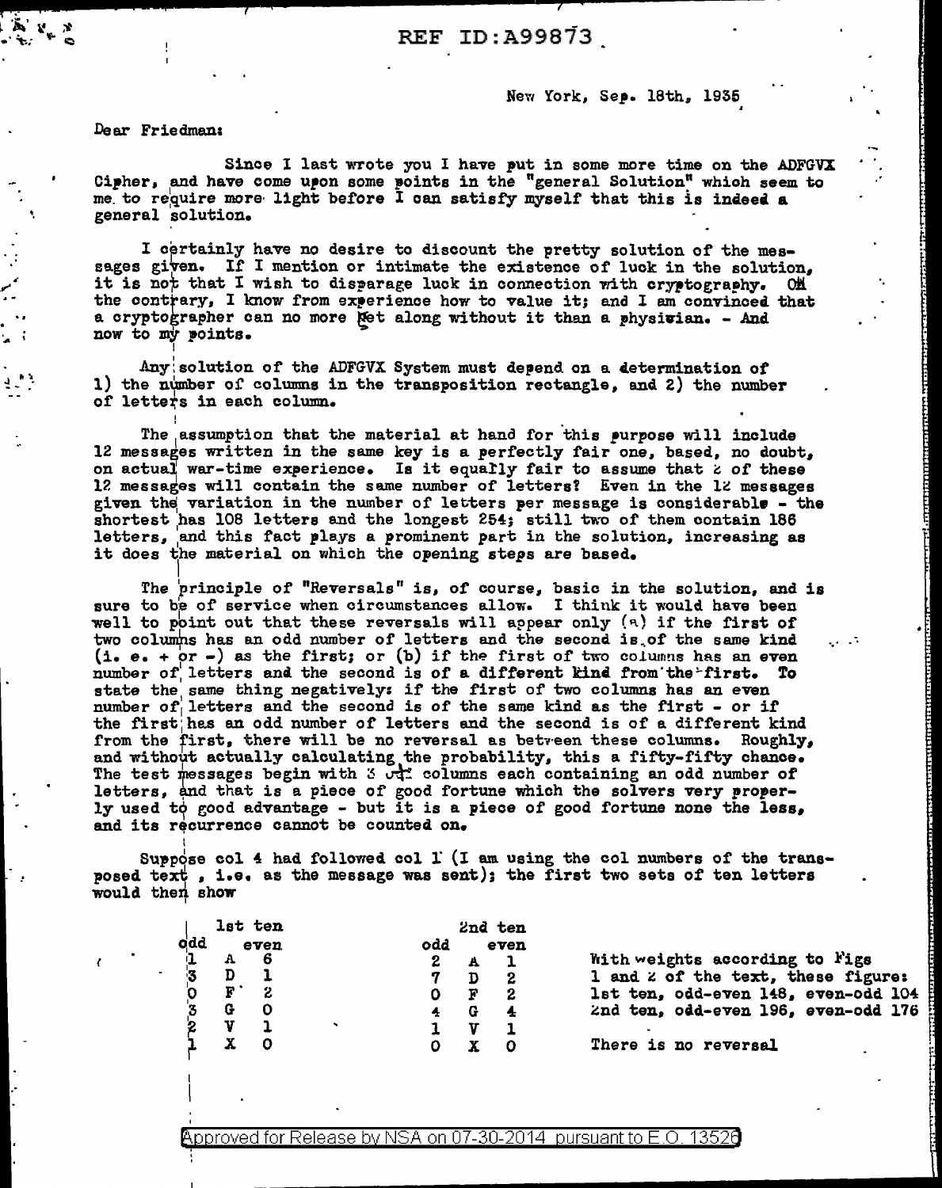REF ID:A99873

New York, Sep. 18th, 1935

Dear Friedman:

Since I last wrote you I have put in some more time on the ADFGVX Cipher, and have come upon some points in the "general Solution" which seem to me to require more light before I can satisfy myself that this is indeed a general solution.

I certainly have no desire to discount the pretty solution of the messages given. If I mention or intimate the existence of luck in the solution, it is not that I wish to disparage luck in connection with cryptography. On the contrary, I know from experience how to value it; and I am convinced that a cryptographer can no more get along without it than a physician. - And now to my points.

Any solution of the ADFGVX System must depend on a determination of 1) the number of columns in the transposition rectangle, and 2) the number of letters in each column.

The assumption that the material at hand for this purpose will include 12 messages written in the same key is a perfectly fair one, based, no doubt, on actual war-time experience. Is it equally fair to assume that 2 of these 12 messages will contain the same number of letters? Even in the 12 messages given the variation in the number of letters per message is considerable - the shortest has 108 letters and the longest 254; still two of them contain 186 letters, and this fact plays a prominent part in the solution, increasing as it does the material on which the opening steps are based.

The principle of "Reversals" is, of course, basic in the solution, and is sure to be of service when circumstances allow. I think it would have been well to point out that these reversals will appear only (a) if the first of two columns has an odd number of letters and the second is of the same kind (i. e. + or -) as the first; or (b) if the first of two columns has an even number of letters and the second is of a different kind from the first. To state the same thing negatively: if the first of two columns has an even number of letters and the second is of the same kind as the first - or if the first has an odd number of letters and the second is of a different kind from the first, there will be no reversal as between these columns. Roughly, and without actually calculating the probability, this a fifty-fifty chance. The test messages begin with 3 odd columns each containing an odd number of letters, and that is a piece of good fortune which the solvers very properly used to good advantage - but it is a piece of good fortune none the less, and its recurrence cannot be counted on.

Suppose col 4 had followed col 1 (I am using the col numbers of the transposed text, i.e. as the message was sent); the first two sets of ten letters would then show

| 1st ten odd | | 1st ten even | 2nd ten odd | | 2nd ten even |
|---|---|---|---|---|---|
| 1 | A | 6 | 2 | A | 1 |
| 3 | D | 1 | 7 | D | 2 |
| 0 | F | 2 | 0 | F | 2 |
| 3 | G | 0 | 4 | G | 4 |
| 2 | V | 1 | 1 | V | 1 |
| 1 | X | 0 | 0 | X | 0 |

With weights according to Figs 1 and 2 of the text, these figure:
1st ten, odd-even 148, even-odd 104
2nd ten, odd-even 196, even-odd 176

There is no reversal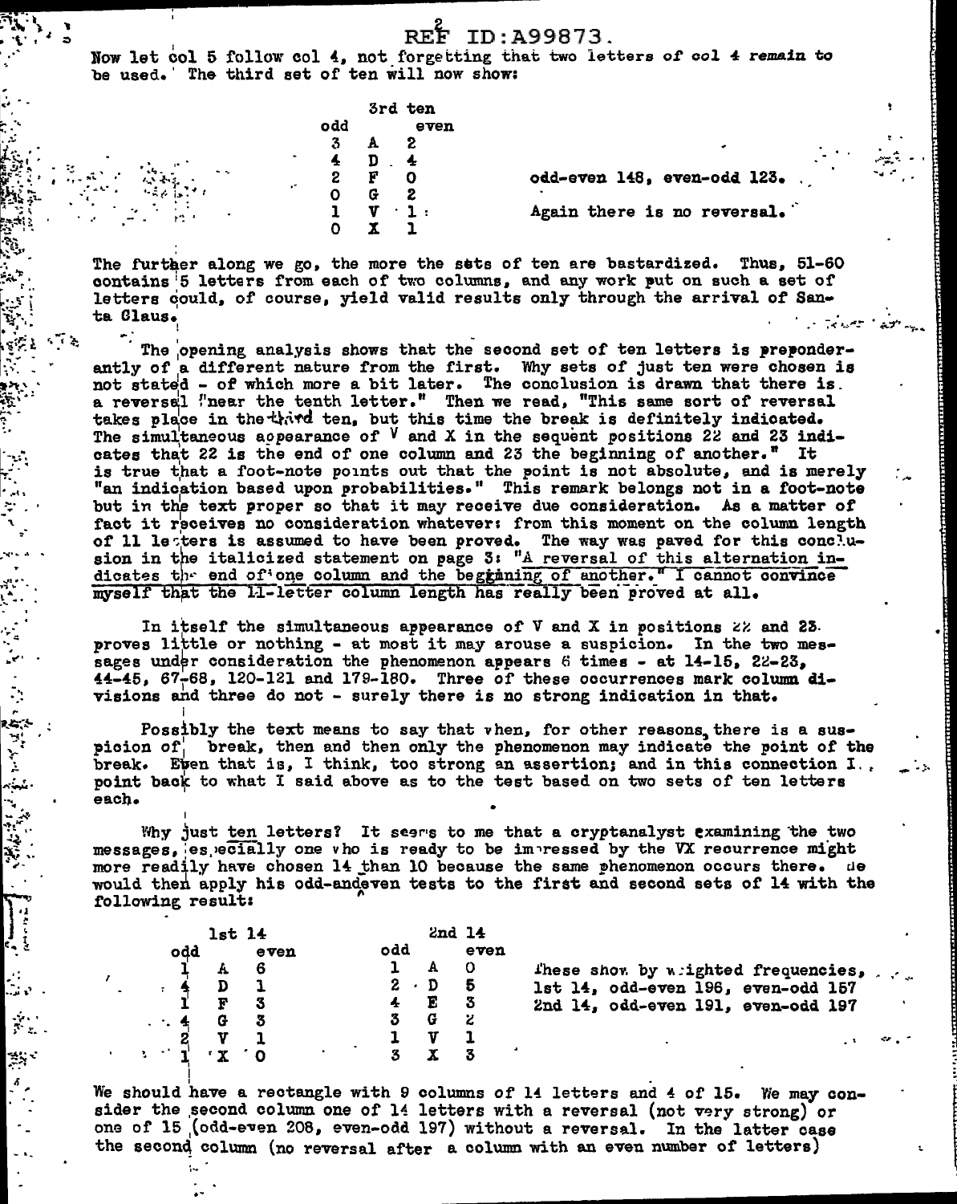Now let col 5 follow col 4, not forgetting that two letters of col 4 *remain* to be used. The third set of ten will now show:

| 3rd ten | | |
|---|---|---|
| odd | | even |
| 3 | A | 2 |
| 4 | D | 4 |
| 2 | F | 0 |
| 0 | G | 2 |
| 1 | V | 1 |
| 0 | X | 1 |

odd-even 148, even-odd 123.

Again there is no reversal.

The further along we go, the more the sets of ten are bastardized. Thus, 51-60 contains 5 letters from each of two columns, and any work put on such a set of letters could, of course, yield valid results only through the arrival of Santa Claus.

The opening analysis shows that the second set of ten letters is preponderantly of a different nature from the first. Why sets of just ten were chosen is not stated - of which more a bit later. The conclusion is drawn that there is a reversal "near the tenth letter." Then we read, "This same sort of reversal takes place in the third ten, but this time the break is definitely indicated. The simultaneous appearance of V and X in the sequent positions 22 and 23 indicates that 22 is the end of one column and 23 the beginning of another." It is true that a foot-note points out that the point is not absolute, and is merely "an indication based upon probabilities." This remark belongs not in a foot-note but in the text proper so that it may receive due consideration. As a matter of fact it receives no consideration whatever: from this moment on the column length of 11 letters is assumed to have been proved. The way was paved for this conclusion in the italicized statement on page 3: "A reversal of this alternation indicates the end of one column and the beginning of another." I cannot convince myself that the 11-letter column length has really been proved at all.

In itself the simultaneous appearance of V and X in positions 22 and 23 proves little or nothing - at most it may arouse a suspicion. In the two messages under consideration the phenomenon appears 6 times - at 14-15, 22-23, 44-45, 67-68, 120-121 and 179-180. Three of these occurrences mark column divisions and three do not - surely there is no strong indication in that.

Possibly the text means to say that when, for other reasons, there is a suspicion of break, then and then only the phenomenon may indicate the point of the break. Even that is, I think, too strong an assertion; and in this connection I point back to what I said above as to the test based on two sets of ten letters each.

Why just ten letters? It seems to me that a cryptanalyst examining the two messages, especially one who is ready to be impressed by the VX recurrence might more readily have chosen 14 than 10 because the same phenomenon occurs there. He would then apply his odd-and-even tests to the first and second sets of 14 with the following result:

| 1st 14 | | | 2nd 14 | | |
|---|---|---|---|---|---|
| odd | | even | odd | | even |
| 1 | A | 6 | 1 | A | 0 |
| 4 | D | 1 | 2 | D | 5 |
| 1 | F | 3 | 4 | E | 3 |
| 4 | G | 3 | 3 | G | 2 |
| 2 | V | 1 | 1 | V | 1 |
| 1 | X | 0 | 3 | X | 3 |

These show by weighted frequencies,
1st 14, odd-even 196, even-odd 157
2nd 14, odd-even 191, even-odd 197

We should have a rectangle with 9 columns of 14 letters and 4 of 15. We may consider the second column one of 14 letters with a reversal (not very strong) or one of 15 (odd-even 208, even-odd 197) without a reversal. In the latter case the second column (no reversal after a column with an even number of letters)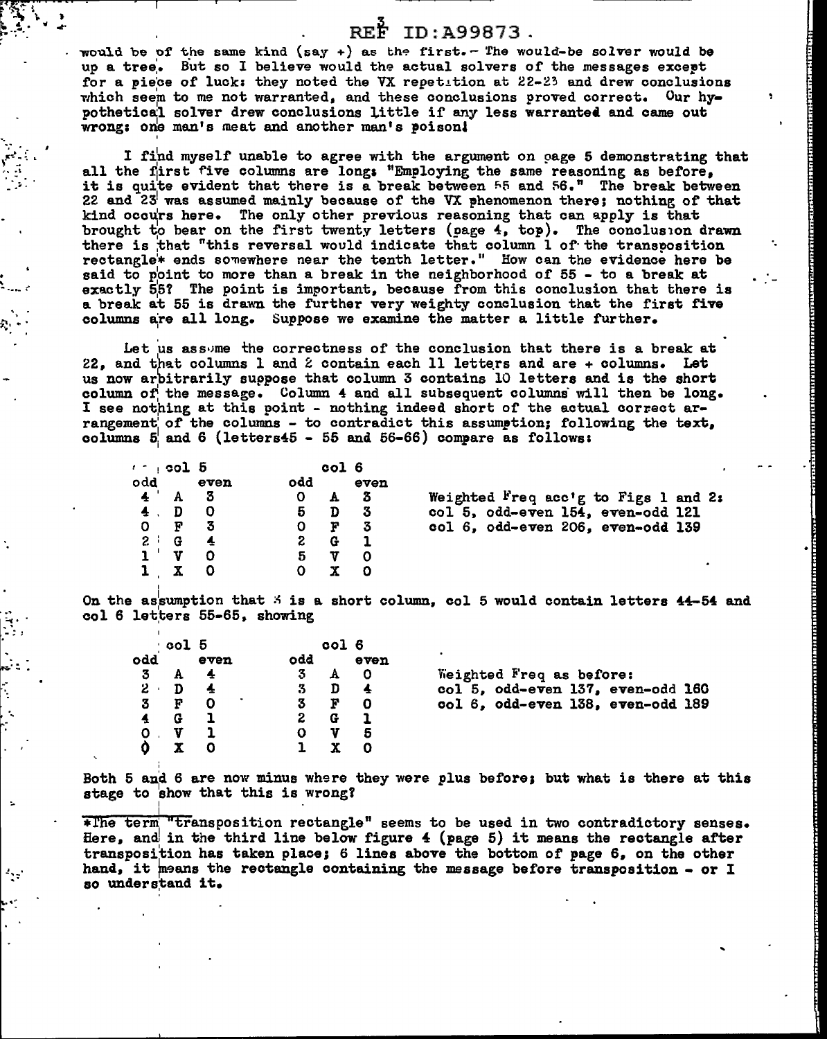would be of the same kind (say +) as the first.- The would-be solver would be up a tree. But so I believe would the actual solvers of the messages except for a piece of luck: they noted the VX repetition at 22-23 and drew conclusions which seem to me not warranted, and these conclusions proved correct. Our hypothetical solver drew conclusions little if any less warranted and came out wrong: one man's meat and another man's poison!

I find myself unable to agree with the argument on page 5 demonstrating that all the first five columns are long: "Employing the same reasoning as before, it is quite evident that there is a break between 55 and 56." The break between 22 and 23 was assumed mainly because of the VX phenomenon there; nothing of that kind occurs here. The only other previous reasoning that can apply is that brought to bear on the first twenty letters (page 4, top). The conclusion drawn there is that "this reversal would indicate that column 1 of the transposition rectangle* ends somewhere near the tenth letter." How can the evidence here be said to point to more than a break in the neighborhood of 55 - to a break at exactly 55? The point is important, because from this conclusion that there is a break at 55 is drawn the further very weighty conclusion that the first five columns are all long. Suppose we examine the matter a little further.

Let us assume the correctness of the conclusion that there is a break at 22, and that columns 1 and 2 contain each 11 letters and are + columns. Let us now arbitrarily suppose that column 3 contains 10 letters and is the short column of the message. Column 4 and all subsequent columns will then be long. I see nothing at this point - nothing indeed short of the actual correct arrangement of the columns - to contradict this assumption; following the text, columns 5 and 6 (letters45 - 55 and 56-66) compare as follows:

| col 5 | | | col 6 | | |
|---|---|---|---|---|---|
| odd | | even | odd | | even |
| 4 | A | 3 | 0 | A | 3 |
| 4 | D | 0 | 5 | D | 3 |
| 0 | F | 3 | 0 | F | 3 |
| 2 | G | 4 | 2 | G | 1 |
| 1 | V | 0 | 5 | V | 0 |
| 1 | X | 0 | 0 | X | 0 |

Weighted Freq acc'g to Figs 1 and 2:
col 5, odd-even 154, even-odd 121
col 6, odd-even 206, even-odd 139

On the assumption that 3 is a short column, col 5 would contain letters 44-54 and col 6 letters 55-65, showing

| col 5 | | | col 6 | | |
|---|---|---|---|---|---|
| odd | | even | odd | | even |
| 3 | A | 4 | 3 | A | 0 |
| 2 | D | 4 | 3 | D | 4 |
| 3 | F | 0 | 3 | F | 0 |
| 4 | G | 1 | 2 | G | 1 |
| 0 | V | 1 | 0 | V | 5 |
| 0 | X | 0 | 1 | X | 0 |

Weighted Freq as before:
col 5, odd-even 137, even-odd 160
col 6, odd-even 138, even-odd 189

Both 5 and 6 are now minus where they were plus before; but what is there at this stage to show that this is wrong?

*The term "transposition rectangle" seems to be used in two contradictory senses. Here, and in the third line below figure 4 (page 5) it means the rectangle after transposition has taken place; 6 lines above the bottom of page 6, on the other hand, it means the rectangle containing the message before transposition - or I so understand it.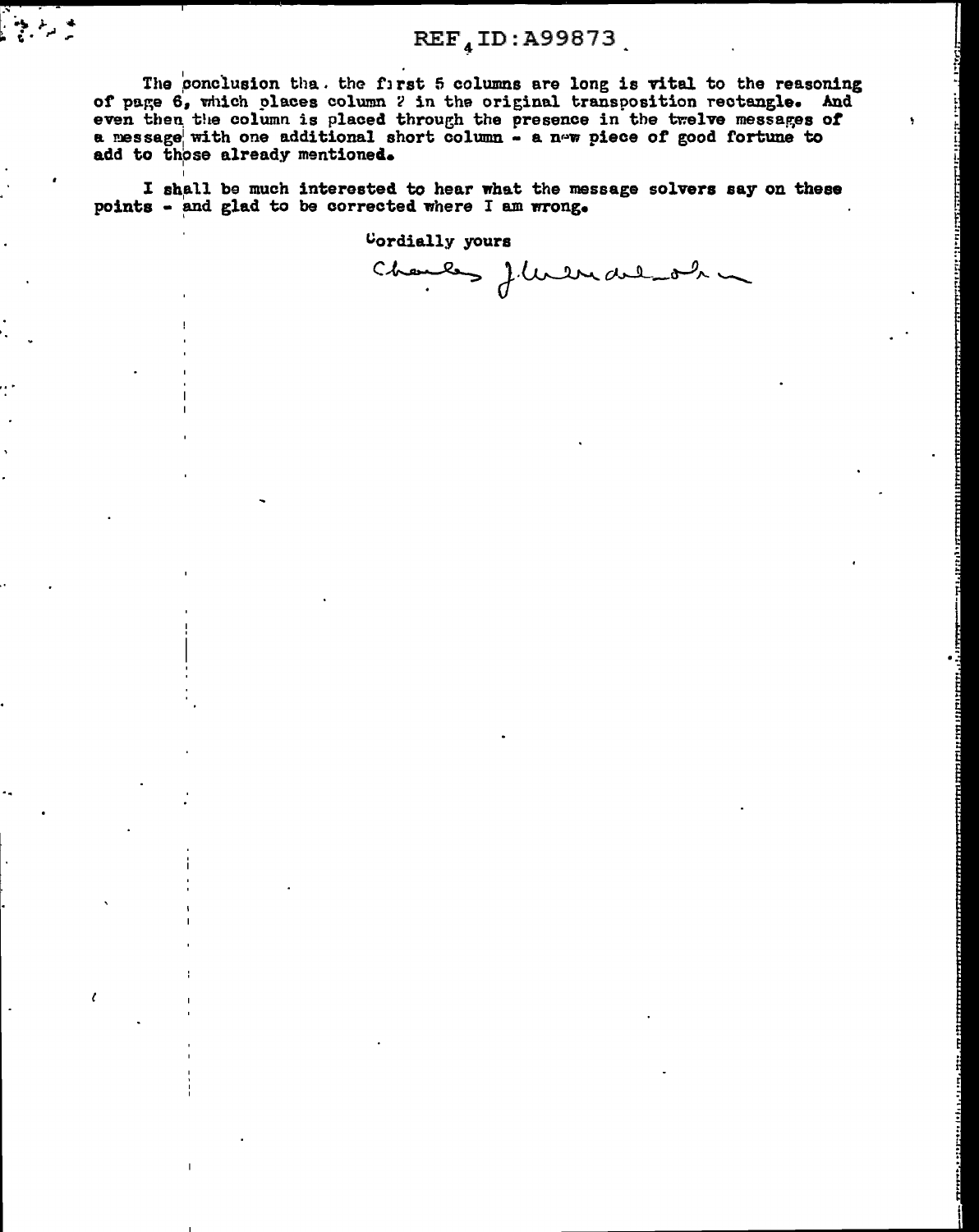The conclusion tha. the first 5 columns are long is vital to the reasoning of page 6, which places column 2 in the original transposition rectangle. And even then the column is placed through the presence in the twelve messages of a message with one additional short column - a new piece of good fortune to add to those already mentioned.

I shall be much interested to hear what the message solvers say on these points - and glad to be corrected where I am wrong.

Cordially yours

Charles J. Mendelsohn